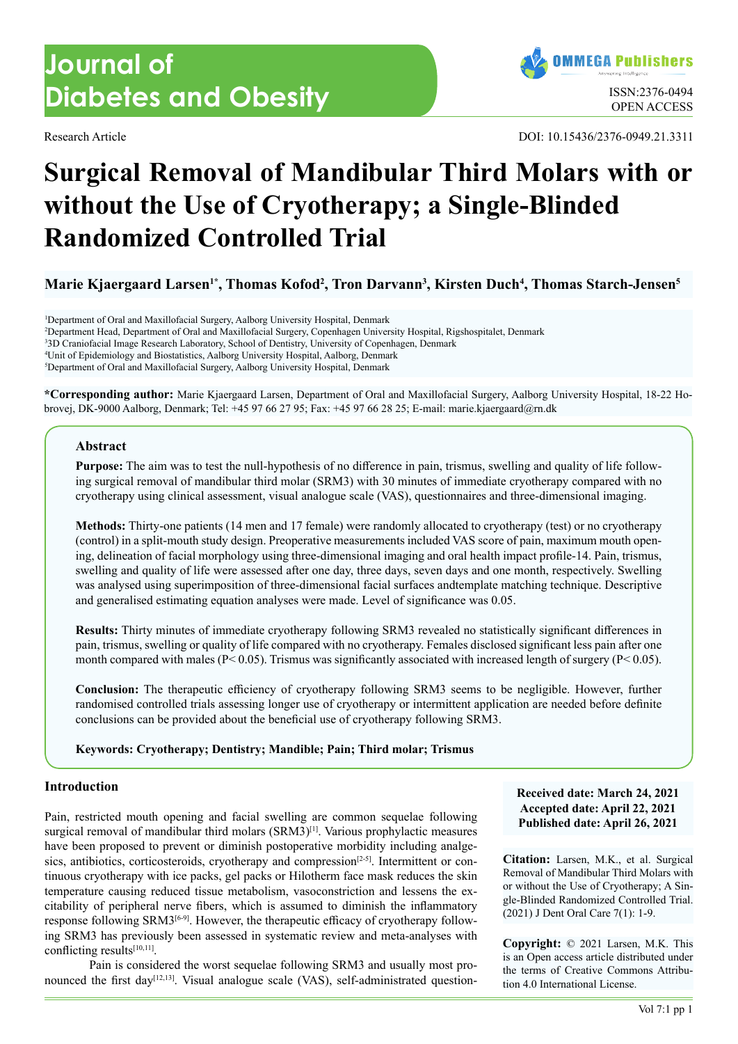Research Article

DOI: 10.15436/2376-0949.21.3311

# Surgical Removal of Mandibular Third Molars with or without the Use of Cryotherapy; a Single-Blinded Randomized Controlled Trial

**Marie Kjaergaard Larsen[1*], Thomas Kofod[2], Tron Darvann[3], Kirsten Duch[4], Thomas Starch-Jensen[5]**

[1]Department of Oral and Maxillofacial Surgery, Aalborg University Hospital, Denmark
[2]Department Head, Department of Oral and Maxillofacial Surgery, Copenhagen University Hospital, Rigshospitalet, Denmark
[3]3D Craniofacial Image Research Laboratory, School of Dentistry, University of Copenhagen, Denmark
[4]Unit of Epidemiology and Biostatistics, Aalborg University Hospital, Aalborg, Denmark
[5]Department of Oral and Maxillofacial Surgery, Aalborg University Hospital, Denmark

**\*Corresponding author:** Marie Kjaergaard Larsen, Department of Oral and Maxillofacial Surgery, Aalborg University Hospital, 18-22 Hobrovej, DK-9000 Aalborg, Denmark; Tel: +45 97 66 27 95; Fax: +45 97 66 28 25; E-mail: marie.kjaergaard@rn.dk

## Abstract

**Purpose:** The aim was to test the null-hypothesis of no difference in pain, trismus, swelling and quality of life following surgical removal of mandibular third molar (SRM3) with 30 minutes of immediate cryotherapy compared with no cryotherapy using clinical assessment, visual analogue scale (VAS), questionnaires and three-dimensional imaging.

**Methods:** Thirty-one patients (14 men and 17 female) were randomly allocated to cryotherapy (test) or no cryotherapy (control) in a split-mouth study design. Preoperative measurements included VAS score of pain, maximum mouth opening, delineation of facial morphology using three-dimensional imaging and oral health impact profile-14. Pain, trismus, swelling and quality of life were assessed after one day, three days, seven days and one month, respectively. Swelling was analysed using superimposition of three-dimensional facial surfaces andtemplate matching technique. Descriptive and generalised estimating equation analyses were made. Level of significance was 0.05.

**Results:** Thirty minutes of immediate cryotherapy following SRM3 revealed no statistically significant differences in pain, trismus, swelling or quality of life compared with no cryotherapy. Females disclosed significant less pain after one month compared with males ($P < 0.05$). Trismus was significantly associated with increased length of surgery ($P < 0.05$).

**Conclusion:** The therapeutic efficiency of cryotherapy following SRM3 seems to be negligible. However, further randomised controlled trials assessing longer use of cryotherapy or intermittent application are needed before definite conclusions can be provided about the beneficial use of cryotherapy following SRM3.

**Keywords: Cryotherapy; Dentistry; Mandible; Pain; Third molar; Trismus**

**Received date: March 24, 2021**
**Accepted date: April 22, 2021**
**Published date: April 26, 2021**

**Citation:** Larsen, M.K., et al. Surgical Removal of Mandibular Third Molars with or without the Use of Cryotherapy; A Single-Blinded Randomized Controlled Trial. (2021) J Dent Oral Care 7(1): 1-9.

**Copyright:** © 2021 Larsen, M.K. This is an Open access article distributed under the terms of Creative Commons Attribution 4.0 International License.

## Introduction

Pain, restricted mouth opening and facial swelling are common sequelae following surgical removal of mandibular third molars (SRM3)[1]. Various prophylactic measures have been proposed to prevent or diminish postoperative morbidity including analgesics, antibiotics, corticosteroids, cryotherapy and compression[2-5]. Intermittent or continuous cryotherapy with ice packs, gel packs or Hilotherm face mask reduces the skin temperature causing reduced tissue metabolism, vasoconstriction and lessens the excitability of peripheral nerve fibers, which is assumed to diminish the inflammatory response following SRM3[6-9]. However, the therapeutic efficacy of cryotherapy following SRM3 has previously been assessed in systematic review and meta-analyses with conflicting results[10,11].

Pain is considered the worst sequelae following SRM3 and usually most pronounced the first day[12,13]. Visual analogue scale (VAS), self-administrated question-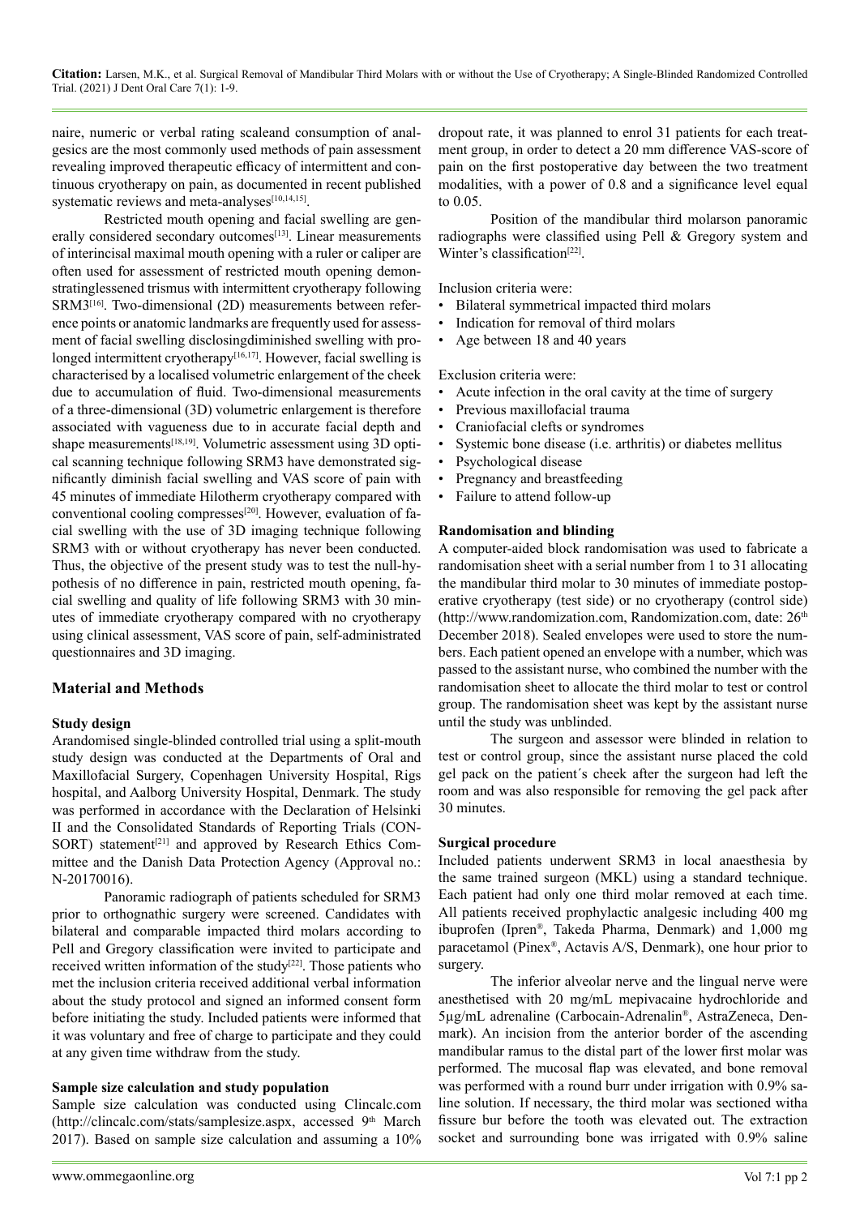naire, numeric or verbal rating scaleand consumption of analgesics are the most commonly used methods of pain assessment revealing improved therapeutic efficacy of intermittent and continuous cryotherapy on pain, as documented in recent published systematic reviews and meta-analyses[10,14,15].

Restricted mouth opening and facial swelling are generally considered secondary outcomes[13]. Linear measurements of interincisal maximal mouth opening with a ruler or caliper are often used for assessment of restricted mouth opening demonstratinglessened trismus with intermittent cryotherapy following SRM3[16]. Two-dimensional (2D) measurements between reference points or anatomic landmarks are frequently used for assessment of facial swelling disclosingdiminished swelling with prolonged intermittent cryotherapy[16,17]. However, facial swelling is characterised by a localised volumetric enlargement of the cheek due to accumulation of fluid. Two-dimensional measurements of a three-dimensional (3D) volumetric enlargement is therefore associated with vagueness due to in accurate facial depth and shape measurements[18,19]. Volumetric assessment using 3D optical scanning technique following SRM3 have demonstrated significantly diminish facial swelling and VAS score of pain with 45 minutes of immediate Hilotherm cryotherapy compared with conventional cooling compresses[20]. However, evaluation of facial swelling with the use of 3D imaging technique following SRM3 with or without cryotherapy has never been conducted. Thus, the objective of the present study was to test the null-hypothesis of no difference in pain, restricted mouth opening, facial swelling and quality of life following SRM3 with 30 minutes of immediate cryotherapy compared with no cryotherapy using clinical assessment, VAS score of pain, self-administrated questionnaires and 3D imaging.

## Material and Methods

### Study design

Arandomised single-blinded controlled trial using a split-mouth study design was conducted at the Departments of Oral and Maxillofacial Surgery, Copenhagen University Hospital, Rigs hospital, and Aalborg University Hospital, Denmark. The study was performed in accordance with the Declaration of Helsinki II and the Consolidated Standards of Reporting Trials (CONSORT) statement[21] and approved by Research Ethics Committee and the Danish Data Protection Agency (Approval no.: N-20170016).

Panoramic radiograph of patients scheduled for SRM3 prior to orthognathic surgery were screened. Candidates with bilateral and comparable impacted third molars according to Pell and Gregory classification were invited to participate and received written information of the study[22]. Those patients who met the inclusion criteria received additional verbal information about the study protocol and signed an informed consent form before initiating the study. Included patients were informed that it was voluntary and free of charge to participate and they could at any given time withdraw from the study.

### Sample size calculation and study population

Sample size calculation was conducted using Clincalc.com (http://clincalc.com/stats/samplesize.aspx, accessed 9th March 2017). Based on sample size calculation and assuming a 10% dropout rate, it was planned to enrol 31 patients for each treatment group, in order to detect a 20 mm difference VAS-score of pain on the first postoperative day between the two treatment modalities, with a power of 0.8 and a significance level equal to 0.05.

Position of the mandibular third molarson panoramic radiographs were classified using Pell & Gregory system and Winter's classification[22].

Inclusion criteria were:

- Bilateral symmetrical impacted third molars
- Indication for removal of third molars
- Age between 18 and 40 years

Exclusion criteria were:

- Acute infection in the oral cavity at the time of surgery
- Previous maxillofacial trauma
- Craniofacial clefts or syndromes
- Systemic bone disease (i.e. arthritis) or diabetes mellitus
- Psychological disease
- Pregnancy and breastfeeding
- Failure to attend follow-up

### Randomisation and blinding

A computer-aided block randomisation was used to fabricate a randomisation sheet with a serial number from 1 to 31 allocating the mandibular third molar to 30 minutes of immediate postoperative cryotherapy (test side) or no cryotherapy (control side) (http://www.randomization.com, Randomization.com, date: 26th December 2018). Sealed envelopes were used to store the numbers. Each patient opened an envelope with a number, which was passed to the assistant nurse, who combined the number with the randomisation sheet to allocate the third molar to test or control group. The randomisation sheet was kept by the assistant nurse until the study was unblinded.

The surgeon and assessor were blinded in relation to test or control group, since the assistant nurse placed the cold gel pack on the patient´s cheek after the surgeon had left the room and was also responsible for removing the gel pack after 30 minutes.

### Surgical procedure

Included patients underwent SRM3 in local anaesthesia by the same trained surgeon (MKL) using a standard technique. Each patient had only one third molar removed at each time. All patients received prophylactic analgesic including 400 mg ibuprofen (Ipren®, Takeda Pharma, Denmark) and 1,000 mg paracetamol (Pinex®, Actavis A/S, Denmark), one hour prior to surgery.

The inferior alveolar nerve and the lingual nerve were anesthetised with 20 mg/mL mepivacaine hydrochloride and 5μg/mL adrenaline (Carbocain-Adrenalin®, AstraZeneca, Denmark). An incision from the anterior border of the ascending mandibular ramus to the distal part of the lower first molar was performed. The mucosal flap was elevated, and bone removal was performed with a round burr under irrigation with 0.9% saline solution. If necessary, the third molar was sectioned witha fissure bur before the tooth was elevated out. The extraction socket and surrounding bone was irrigated with 0.9% saline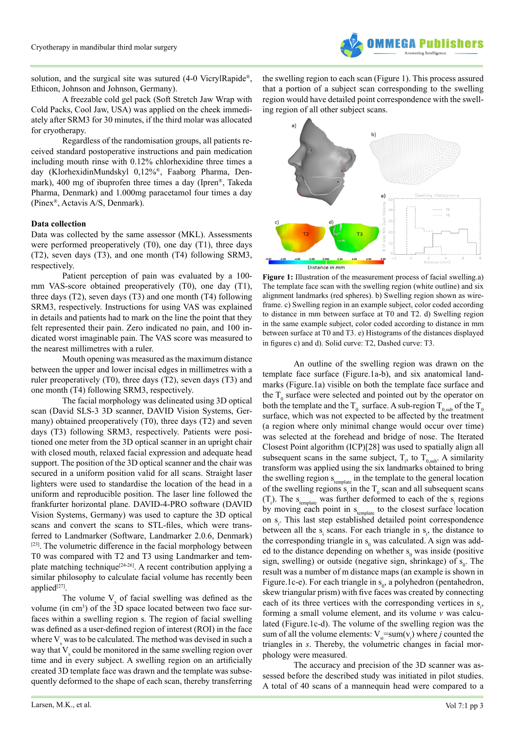solution, and the surgical site was sutured (4-0 VicrylRapide®, Ethicon, Johnson and Johnson, Germany).

A freezable cold gel pack (Soft Stretch Jaw Wrap with Cold Packs, Cool Jaw, USA) was applied on the cheek immediately after SRM3 for 30 minutes, if the third molar was allocated for cryotherapy.

Regardless of the randomisation groups, all patients received standard postoperative instructions and pain medication including mouth rinse with 0.12% chlorhexidine three times a day (KlorhexidinMundskyl 0,12%®, Faaborg Pharma, Denmark), 400 mg of ibuprofen three times a day (Ipren®, Takeda Pharma, Denmark) and 1.000mg paracetamol four times a day (Pinex®, Actavis A/S, Denmark).

**Data collection**

Data was collected by the same assessor (MKL). Assessments were performed preoperatively (T0), one day (T1), three days (T2), seven days (T3), and one month (T4) following SRM3, respectively.

Patient perception of pain was evaluated by a 100-mm VAS-score obtained preoperatively (T0), one day (T1), three days (T2), seven days (T3) and one month (T4) following SRM3, respectively. Instructions for using VAS was explained in details and patients had to mark on the line the point that they felt represented their pain. Zero indicated no pain, and 100 indicated worst imaginable pain. The VAS score was measured to the nearest millimetres with a ruler.

Mouth opening was measured as the maximum distance between the upper and lower incisal edges in millimetres with a ruler preoperatively (T0), three days (T2), seven days (T3) and one month (T4) following SRM3, respectively.

The facial morphology was delineated using 3D optical scan (David SLS-3 3D scanner, DAVID Vision Systems, Germany) obtained preoperatively (T0), three days (T2) and seven days (T3) following SRM3, respectively. Patients were positioned one meter from the 3D optical scanner in an upright chair with closed mouth, relaxed facial expression and adequate head support. The position of the 3D optical scanner and the chair was secured in a uniform position valid for all scans. Straight laser lighters were used to standardise the location of the head in a uniform and reproducible position. The laser line followed the frankfurter horizontal plane. DAVID-4-PRO software (DAVID Vision Systems, Germany) was used to capture the 3D optical scans and convert the scans to STL-files, which were transferred to Landmarker (Software, Landmarker 2.0.6, Denmark)[23]. The volumetric difference in the facial morphology between T0 was compared with T2 and T3 using Landmarker and template matching technique[24-26]. A recent contribution applying a similar philosophy to calculate facial volume has recently been applied[27].

The volume $V_s$ of facial swelling was defined as the volume (in $cm^3$) of the 3D space located between two face surfaces within a swelling region s. The region of facial swelling was defined as a user-defined region of interest (ROI) in the face where $V_s$ was to be calculated. The method was devised in such a way that $V_s$ could be monitored in the same swelling region over time and in every subject. A swelling region on an artificially created 3D template face was drawn and the template was subsequently deformed to the shape of each scan, thereby transferring the swelling region to each scan (Figure 1). This process assured that a portion of a subject scan corresponding to the swelling region would have detailed point correspondence with the swelling region of all other subject scans.

**Figure 1:** Illustration of the measurement process of facial swelling.a) The template face scan with the swelling region (white outline) and six alignment landmarks (red spheres). b) Swelling region shown as wireframe. c) Swelling region in an example subject, color coded according to distance in mm between surface at T0 and T2. d) Swelling region in the same example subject, color coded according to distance in mm between surface at T0 and T3. e) Histograms of the distances displayed in figures c) and d). Solid curve: T2, Dashed curve: T3.

An outline of the swelling region was drawn on the template face surface (Figure.1a-b), and six anatomical landmarks (Figure.1a) visible on both the template face surface and the $T_0$ surface were selected and pointed out by the operator on both the template and the $T_0$ surface. A sub-region $T_{0,sub}$ of the $T_0$ surface, which was not expected to be affected by the treatment (a region where only minimal change would occur over time) was selected at the forehead and bridge of nose. The Iterated Closest Point algorithm (ICP)[28] was used to spatially align all subsequent scans in the same subject, $T_i$, to $T_{0,sub}$. A similarity transform was applied using the six landmarks obtained to bring the swelling region $s_{template}$ in the template to the general location of the swelling regions $s_i$ in the $T_0$ scan and all subsequent scans ($T_i$). The $s_{template}$ was further deformed to each of the $s_i$ regions by moving each point in $s_{template}$ to the closest surface location on $s_i$. This last step established detailed point correspondence between all the $s_i$ scans. For each triangle in $s_i$, the distance to the corresponding triangle in $s_0$ was calculated. A sign was added to the distance depending on whether $s_0$ was inside (positive sign, swelling) or outside (negative sign, shrinkage) of $s_0$. The result was a number of m distance maps (an example is shown in Figure.1c-e). For each triangle in $s_0$, a polyhedron (pentahedron, skew triangular prism) with five faces was created by connecting each of its three vertices with the corresponding vertices in $s_i$, forming a small volume element, and its volume $v$ was calculated (Figure.1c-d). The volume of the swelling region was the sum of all the volume elements: $V_{si}$=sum($v_j$) where $j$ counted the triangles in $s$. Thereby, the volumetric changes in facial morphology were measured.

The accuracy and precision of the 3D scanner was assessed before the described study was initiated in pilot studies. A total of 40 scans of a mannequin head were compared to a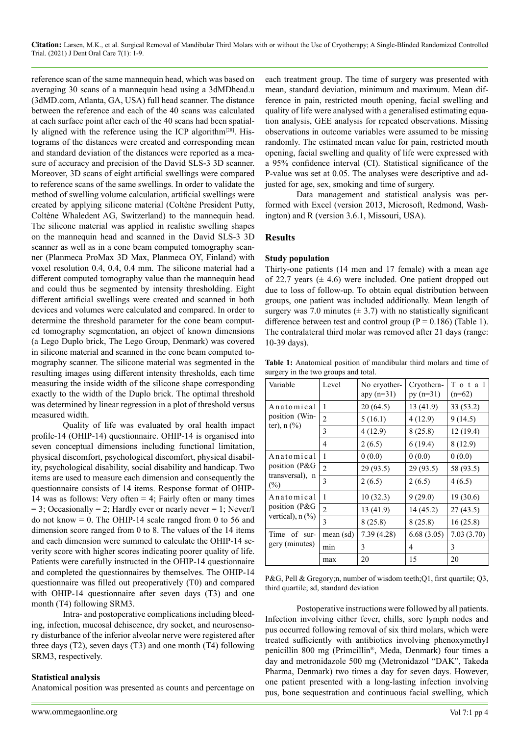reference scan of the same mannequin head, which was based on averaging 30 scans of a mannequin head using a 3dMDhead.u (3dMD.com, Atlanta, GA, USA) full head scanner. The distance between the reference and each of the 40 scans was calculated at each surface point after each of the 40 scans had been spatially aligned with the reference using the ICP algorithm[28]. Histograms of the distances were created and corresponding mean and standard deviation of the distances were reported as a measure of accuracy and precision of the David SLS-3 3D scanner. Moreover, 3D scans of eight artificial swellings were compared to reference scans of the same swellings. In order to validate the method of swelling volume calculation, artificial swellings were created by applying silicone material (Coltène President Putty, Coltène Whaledent AG, Switzerland) to the mannequin head. The silicone material was applied in realistic swelling shapes on the mannequin head and scanned in the David SLS-3 3D scanner as well as in a cone beam computed tomography scanner (Planmeca ProMax 3D Max, Planmeca OY, Finland) with voxel resolution 0.4, 0.4, 0.4 mm. The silicone material had a different computed tomography value than the mannequin head and could thus be segmented by intensity thresholding. Eight different artificial swellings were created and scanned in both devices and volumes were calculated and compared. In order to determine the threshold parameter for the cone beam computed tomography segmentation, an object of known dimensions (a Lego Duplo brick, The Lego Group, Denmark) was covered in silicone material and scanned in the cone beam computed tomography scanner. The silicone material was segmented in the resulting images using different intensity thresholds, each time measuring the inside width of the silicone shape corresponding exactly to the width of the Duplo brick. The optimal threshold was determined by linear regression in a plot of threshold versus measured width.

Quality of life was evaluated by oral health impact profile-14 (OHIP-14) questionnaire. OHIP-14 is organised into seven conceptual dimensions including functional limitation, physical discomfort, psychological discomfort, physical disability, psychological disability, social disability and handicap. Two items are used to measure each dimension and consequently the questionnaire consists of 14 items. Response format of OHIP-14 was as follows: Very often = 4; Fairly often or many times = 3; Occasionally = 2; Hardly ever or nearly never = 1; Never/I do not know = 0. The OHIP-14 scale ranged from 0 to 56 and dimension score ranged from 0 to 8. The values of the 14 items and each dimension were summed to calculate the OHIP-14 severity score with higher scores indicating poorer quality of life. Patients were carefully instructed in the OHIP-14 questionnaire and completed the questionnaires by themselves. The OHIP-14 questionnaire was filled out preoperatively (T0) and compared with OHIP-14 questionnaire after seven days (T3) and one month (T4) following SRM3.

Intra- and postoperative complications including bleeding, infection, mucosal dehiscence, dry socket, and neurosensory disturbance of the inferior alveolar nerve were registered after three days (T2), seven days (T3) and one month (T4) following SRM3, respectively.

### Statistical analysis

Anatomical position was presented as counts and percentage on each treatment group. The time of surgery was presented with mean, standard deviation, minimum and maximum. Mean difference in pain, restricted mouth opening, facial swelling and quality of life were analysed with a generalised estimating equation analysis, GEE analysis for repeated observations. Missing observations in outcome variables were assumed to be missing randomly. The estimated mean value for pain, restricted mouth opening, facial swelling and quality of life were expressed with a 95% confidence interval (CI). Statistical significance of the P-value was set at 0.05. The analyses were descriptive and adjusted for age, sex, smoking and time of surgery.

Data management and statistical analysis was performed with Excel (version 2013, Microsoft, Redmond, Washington) and R (version 3.6.1, Missouri, USA).

## Results

### Study population

Thirty-one patients (14 men and 17 female) with a mean age of 22.7 years (± 4.6) were included. One patient dropped out due to loss of follow-up. To obtain equal distribution between groups, one patient was included additionally. Mean length of surgery was 7.0 minutes (± 3.7) with no statistically significant difference between test and control group (P = 0.186) (Table 1). The contralateral third molar was removed after 21 days (range: 10-39 days).

**Table 1:** Anatomical position of mandibular third molars and time of surgery in the two groups and total.

| Variable | Level | No cryotherapy (n=31) | Cryotherapy (n=31) | Total (n=62) |
|---|---|---|---|---|
| Anatomical position (Winter), n (%) | 1 | 20 (64.5) | 13 (41.9) | 33 (53.2) |
| | 2 | 5 (16.1) | 4 (12.9) | 9 (14.5) |
| | 3 | 4 (12.9) | 8 (25.8) | 12 (19.4) |
| | 4 | 2 (6.5) | 6 (19.4) | 8 (12.9) |
| Anatomical position (P&G transversal), n (%) | 1 | 0 (0.0) | 0 (0.0) | 0 (0.0) |
| | 2 | 29 (93.5) | 29 (93.5) | 58 (93.5) |
| | 3 | 2 (6.5) | 2 (6.5) | 4 (6.5) |
| Anatomical position (P&G vertical), n (%) | 1 | 10 (32.3) | 9 (29.0) | 19 (30.6) |
| | 2 | 13 (41.9) | 14 (45.2) | 27 (43.5) |
| | 3 | 8 (25.8) | 8 (25.8) | 16 (25.8) |
| Time of surgery (minutes) | mean (sd) | 7.39 (4.28) | 6.68 (3.05) | 7.03 (3.70) |
| | min | 3 | 4 | 3 |
| | max | 20 | 15 | 20 |

P&G, Pell & Gregory;n, number of wisdom teeth;Q1, first quartile; Q3, third quartile; sd, standard deviation

Postoperative instructions were followed by all patients. Infection involving either fever, chills, sore lymph nodes and pus occurred following removal of six third molars, which were treated sufficiently with antibiotics involving phenoxymethyl penicillin 800 mg (Primcillin®, Meda, Denmark) four times a day and metronidazole 500 mg (Metronidazol "DAK", Takeda Pharma, Denmark) two times a day for seven days. However, one patient presented with a long-lasting infection involving pus, bone sequestration and continuous facial swelling, which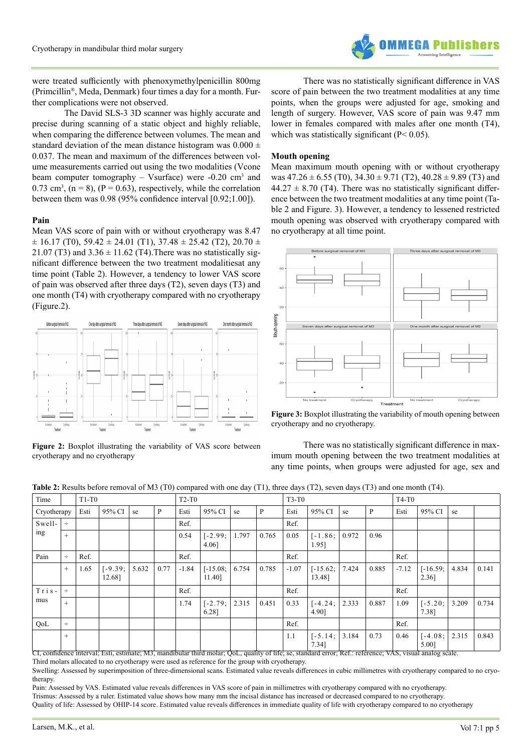were treated sufficiently with phenoxymethylpenicillin 800mg (Primcillin®, Meda, Denmark) four times a day for a month. Further complications were not observed.

The David SLS-3 3D scanner was highly accurate and precise during scanning of a static object and highly reliable, when comparing the difference between volumes. The mean and standard deviation of the mean distance histogram was 0.000 ± 0.037. The mean and maximum of the differences between volume measurements carried out using the two modalities (Vcone beam computer tomography – Vsurface) were -0.20 $cm^3$ and 0.73 $cm^3$, (n = 8), (P = 0.63), respectively, while the correlation between them was 0.98 (95% confidence interval [0.92;1.00]).

### Pain

Mean VAS score of pain with or without cryotherapy was 8.47 ± 16.17 (T0), 59.42 ± 24.01 (T1), 37.48 ± 25.42 (T2), 20.70 ± 21.07 (T3) and 3.36 ± 11.62 (T4).There was no statistically significant difference between the two treatment modalitiesat any time point (Table 2). However, a tendency to lower VAS score of pain was observed after three days (T2), seven days (T3) and one month (T4) with cryotherapy compared with no cryotherapy (Figure.2).

**Figure 2:** Boxplot illustrating the variability of VAS score between cryotherapy and no cryotherapy

There was no statistically significant difference in VAS score of pain between the two treatment modalities at any time points, when the groups were adjusted for age, smoking and length of surgery. However, VAS score of pain was 9.47 mm lower in females compared with males after one month (T4), which was statistically significant ($P< 0.05$).

### Mouth opening

Mean maximum mouth opening with or without cryotherapy was 47.26 ± 6.55 (T0), 34.30 ± 9.71 (T2), 40.28 ± 9.89 (T3) and 44.27 ± 8.70 (T4). There was no statistically significant difference between the two treatment modalities at any time point (Table 2 and Figure. 3). However, a tendency to lessened restricted mouth opening was observed with cryotherapy compared with no cryotherapy at all time point.

**Figure 3:** Boxplot illustrating the variability of mouth opening between cryotherapy and no cryotherapy.

There was no statistically significant difference in maximum mouth opening between the two treatment modalities at any time points, when groups were adjusted for age, sex and

**Table 2:** Results before removal of M3 (T0) compared with one day (T1), three days (T2), seven days (T3) and one month (T4).

| Time | | T1-T0 | | | | T2-T0 | | | | T3-T0 | | | | T4-T0 | | | |
|---|---|---|---|---|---|---|---|---|---|---|---|---|---|---|---|---|---|
| Cryotherapy | | Esti | 95% CI | se | P | Esti | 95% CI | se | P | Esti | 95% CI | se | P | Esti | 95% CI | se | |
| Swelling | ÷ | | | | | Ref. | | | | Ref. | | | | | | | |
| | + | | | | | 0.54 | [-2.99; 4.06] | 1.797 | 0.765 | 0.05 | [-1.86; 1.95] | 0.972 | 0.96 | | | | |
| Pain | ÷ | Ref. | | | | Ref. | | | | Ref. | | | | Ref. | | | |
| | + | 1.65 | [-9.39; 12.68] | 5.632 | 0.77 | -1.84 | [-15.08; 11.40] | 6.754 | 0.785 | -1.07 | [-15.62; 13.48] | 7.424 | 0.885 | -7.12 | [-16.59; 2.36] | 4.834 | 0.141 |
| Trismus | ÷ | | | | | Ref. | | | | Ref. | | | | Ref. | | | |
| | + | | | | | 1.74 | [-2.79; 6.28] | 2.315 | 0.451 | 0.33 | [-4.24; 4.90] | 2.333 | 0.887 | 1.09 | [-5.20; 7.38] | 3.209 | 0.734 |
| QoL | ÷ | | | | | | | | | Ref. | | | | Ref. | | | |
| | + | | | | | | | | | 1.1 | [-5.14; 7.34] | 3.184 | 0.73 | 0.46 | [-4.08; 5.00] | 2.315 | 0.843 |

CI, confidence interval; Esti, estimate; M3, mandibular third molar; QoL, quality of life; se, standard error; Ref.: reference; VAS, visual analog scale.
Third molars allocated to no cryotherapy were used as reference for the group with cryotherapy.
Swelling: Assessed by superimposition of three-dimensional scans. Estimated value reveals differences in cubic millimetres with cryotherapy compared to no cryotherapy.
Pain: Assessed by VAS. Estimated value reveals differences in VAS score of pain in millimetres with cryotherapy compared with no cryotherapy.
Trismus: Assessed by a ruler. Estimated value shows how many mm the incisal distance has increased or decreased compared to no cryotherapy.
Quality of life: Assessed by OHIP-14 score. Estimated value reveals differences in immediate quality of life with cryotherapy compared to no cryotherapy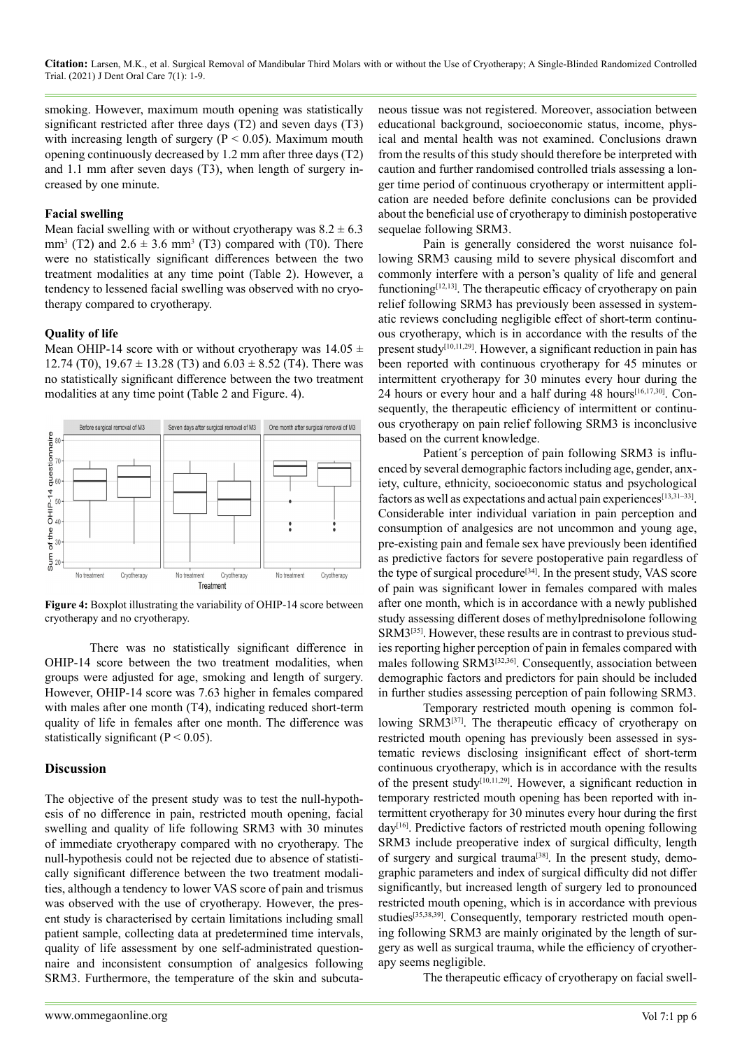smoking. However, maximum mouth opening was statistically significant restricted after three days (T2) and seven days (T3) with increasing length of surgery ($P < 0.05$). Maximum mouth opening continuously decreased by 1.2 mm after three days (T2) and 1.1 mm after seven days (T3), when length of surgery increased by one minute.

**Facial swelling**

Mean facial swelling with or without cryotherapy was $8.2 \pm 6.3$ mm$^3$ (T2) and $2.6 \pm 3.6$ mm$^3$ (T3) compared with (T0). There were no statistically significant differences between the two treatment modalities at any time point (Table 2). However, a tendency to lessened facial swelling was observed with no cryotherapy compared to cryotherapy.

**Quality of life**

Mean OHIP-14 score with or without cryotherapy was $14.05 \pm 12.74$ (T0), $19.67 \pm 13.28$ (T3) and $6.03 \pm 8.52$ (T4). There was no statistically significant difference between the two treatment modalities at any time point (Table 2 and Figure. 4).

**Figure 4:** Boxplot illustrating the variability of OHIP-14 score between cryotherapy and no cryotherapy.

There was no statistically significant difference in OHIP-14 score between the two treatment modalities, when groups were adjusted for age, smoking and length of surgery. However, OHIP-14 score was 7.63 higher in females compared with males after one month (T4), indicating reduced short-term quality of life in females after one month. The difference was statistically significant ($P < 0.05$).

## Discussion

The objective of the present study was to test the null-hypothesis of no difference in pain, restricted mouth opening, facial swelling and quality of life following SRM3 with 30 minutes of immediate cryotherapy compared with no cryotherapy. The null-hypothesis could not be rejected due to absence of statistically significant difference between the two treatment modalities, although a tendency to lower VAS score of pain and trismus was observed with the use of cryotherapy. However, the present study is characterised by certain limitations including small patient sample, collecting data at predetermined time intervals, quality of life assessment by one self-administrated questionnaire and inconsistent consumption of analgesics following SRM3. Furthermore, the temperature of the skin and subcutaneous tissue was not registered. Moreover, association between educational background, socioeconomic status, income, physical and mental health was not examined. Conclusions drawn from the results of this study should therefore be interpreted with caution and further randomised controlled trials assessing a longer time period of continuous cryotherapy or intermittent application are needed before definite conclusions can be provided about the beneficial use of cryotherapy to diminish postoperative sequelae following SRM3.

Pain is generally considered the worst nuisance following SRM3 causing mild to severe physical discomfort and commonly interfere with a person's quality of life and general functioning[12,13]. The therapeutic efficacy of cryotherapy on pain relief following SRM3 has previously been assessed in systematic reviews concluding negligible effect of short-term continuous cryotherapy, which is in accordance with the results of the present study[10,11,29]. However, a significant reduction in pain has been reported with continuous cryotherapy for 45 minutes or intermittent cryotherapy for 30 minutes every hour during the 24 hours or every hour and a half during 48 hours[16,17,30]. Consequently, the therapeutic efficiency of intermittent or continuous cryotherapy on pain relief following SRM3 is inconclusive based on the current knowledge.

Patient´s perception of pain following SRM3 is influenced by several demographic factors including age, gender, anxiety, culture, ethnicity, socioeconomic status and psychological factors as well as expectations and actual pain experiences[13,31–33]. Considerable inter individual variation in pain perception and consumption of analgesics are not uncommon and young age, pre-existing pain and female sex have previously been identified as predictive factors for severe postoperative pain regardless of the type of surgical procedure[34]. In the present study, VAS score of pain was significant lower in females compared with males after one month, which is in accordance with a newly published study assessing different doses of methylprednisolone following SRM3[35]. However, these results are in contrast to previous studies reporting higher perception of pain in females compared with males following SRM3[32,36]. Consequently, association between demographic factors and predictors for pain should be included in further studies assessing perception of pain following SRM3.

Temporary restricted mouth opening is common following SRM3[37]. The therapeutic efficacy of cryotherapy on restricted mouth opening has previously been assessed in systematic reviews disclosing insignificant effect of short-term continuous cryotherapy, which is in accordance with the results of the present study[10,11,29]. However, a significant reduction in temporary restricted mouth opening has been reported with intermittent cryotherapy for 30 minutes every hour during the first day[16]. Predictive factors of restricted mouth opening following SRM3 include preoperative index of surgical difficulty, length of surgery and surgical trauma[38]. In the present study, demographic parameters and index of surgical difficulty did not differ significantly, but increased length of surgery led to pronounced restricted mouth opening, which is in accordance with previous studies[35,38,39]. Consequently, temporary restricted mouth opening following SRM3 are mainly originated by the length of surgery as well as surgical trauma, while the efficiency of cryotherapy seems negligible.

The therapeutic efficacy of cryotherapy on facial swell-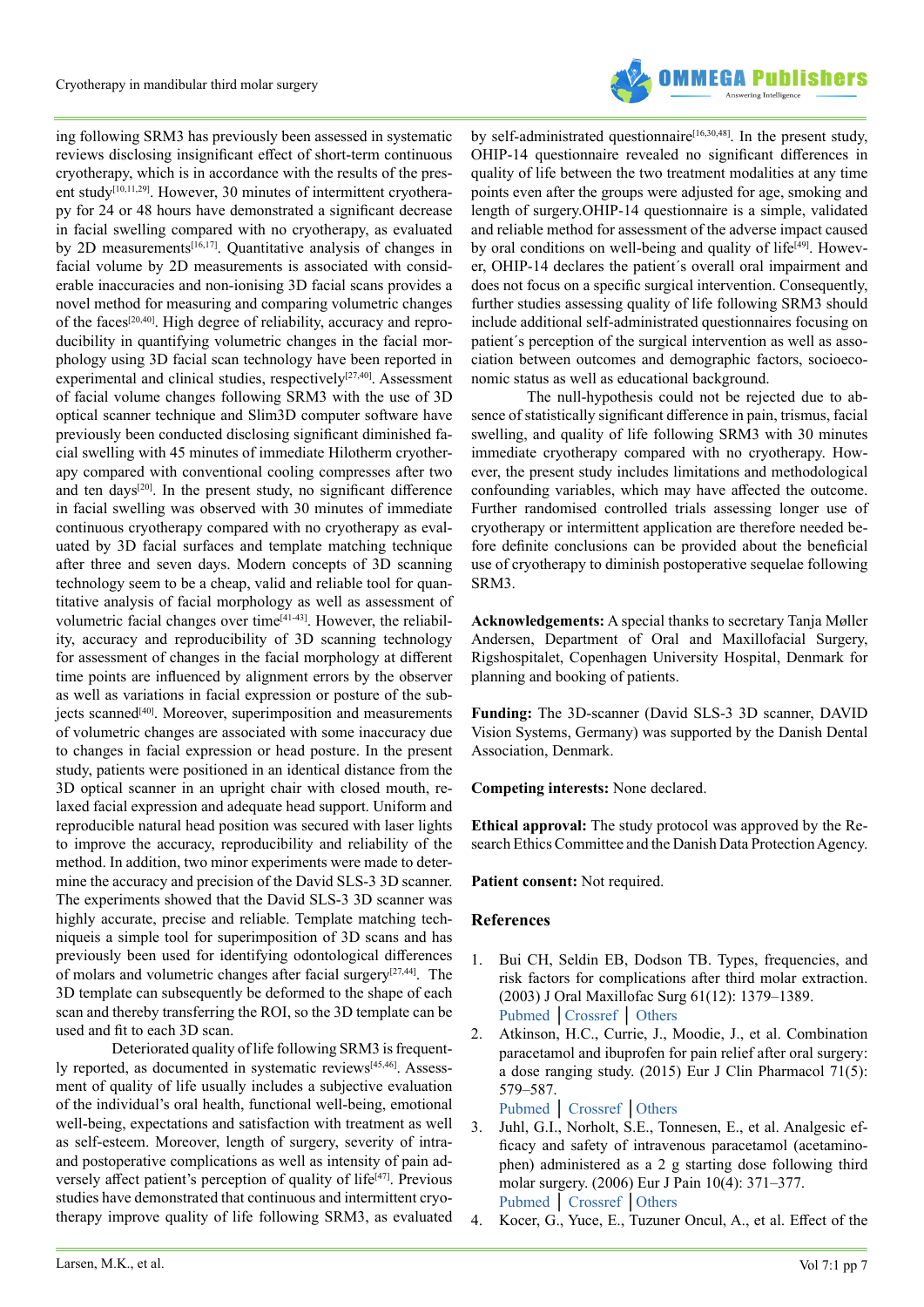ing following SRM3 has previously been assessed in systematic reviews disclosing insignificant effect of short-term continuous cryotherapy, which is in accordance with the results of the present study[10,11,29]. However, 30 minutes of intermittent cryotherapy for 24 or 48 hours have demonstrated a significant decrease in facial swelling compared with no cryotherapy, as evaluated by 2D measurements[16,17]. Quantitative analysis of changes in facial volume by 2D measurements is associated with considerable inaccuracies and non-ionising 3D facial scans provides a novel method for measuring and comparing volumetric changes of the faces[20,40]. High degree of reliability, accuracy and reproducibility in quantifying volumetric changes in the facial morphology using 3D facial scan technology have been reported in experimental and clinical studies, respectively[27,40]. Assessment of facial volume changes following SRM3 with the use of 3D optical scanner technique and Slim3D computer software have previously been conducted disclosing significant diminished facial swelling with 45 minutes of immediate Hilotherm cryotherapy compared with conventional cooling compresses after two and ten days[20]. In the present study, no significant difference in facial swelling was observed with 30 minutes of immediate continuous cryotherapy compared with no cryotherapy as evaluated by 3D facial surfaces and template matching technique after three and seven days. Modern concepts of 3D scanning technology seem to be a cheap, valid and reliable tool for quantitative analysis of facial morphology as well as assessment of volumetric facial changes over time[41-43]. However, the reliability, accuracy and reproducibility of 3D scanning technology for assessment of changes in the facial morphology at different time points are influenced by alignment errors by the observer as well as variations in facial expression or posture of the subjects scanned[40]. Moreover, superimposition and measurements of volumetric changes are associated with some inaccuracy due to changes in facial expression or head posture. In the present study, patients were positioned in an identical distance from the 3D optical scanner in an upright chair with closed mouth, relaxed facial expression and adequate head support. Uniform and reproducible natural head position was secured with laser lights to improve the accuracy, reproducibility and reliability of the method. In addition, two minor experiments were made to determine the accuracy and precision of the David SLS-3 3D scanner. The experiments showed that the David SLS-3 3D scanner was highly accurate, precise and reliable. Template matching techniqueis a simple tool for superimposition of 3D scans and has previously been used for identifying odontological differences of molars and volumetric changes after facial surgery[27,44]. The 3D template can subsequently be deformed to the shape of each scan and thereby transferring the ROI, so the 3D template can be used and fit to each 3D scan.

Deteriorated quality of life following SRM3 is frequently reported, as documented in systematic reviews[45,46]. Assessment of quality of life usually includes a subjective evaluation of the individual's oral health, functional well-being, emotional well-being, expectations and satisfaction with treatment as well as self-esteem. Moreover, length of surgery, severity of intra- and postoperative complications as well as intensity of pain adversely affect patient's perception of quality of life[47]. Previous studies have demonstrated that continuous and intermittent cryotherapy improve quality of life following SRM3, as evaluated by self-administrated questionnaire[16,30,48]. In the present study, OHIP-14 questionnaire revealed no significant differences in quality of life between the two treatment modalities at any time points even after the groups were adjusted for age, smoking and length of surgery.OHIP-14 questionnaire is a simple, validated and reliable method for assessment of the adverse impact caused by oral conditions on well-being and quality of life[49]. However, OHIP-14 declares the patient´s overall oral impairment and does not focus on a specific surgical intervention. Consequently, further studies assessing quality of life following SRM3 should include additional self-administrated questionnaires focusing on patient´s perception of the surgical intervention as well as association between outcomes and demographic factors, socioeconomic status as well as educational background.

The null-hypothesis could not be rejected due to absence of statistically significant difference in pain, trismus, facial swelling, and quality of life following SRM3 with 30 minutes immediate cryotherapy compared with no cryotherapy. However, the present study includes limitations and methodological confounding variables, which may have affected the outcome. Further randomised controlled trials assessing longer use of cryotherapy or intermittent application are therefore needed before definite conclusions can be provided about the beneficial use of cryotherapy to diminish postoperative sequelae following SRM3.

**Acknowledgements:** A special thanks to secretary Tanja Møller Andersen, Department of Oral and Maxillofacial Surgery, Rigshospitalet, Copenhagen University Hospital, Denmark for planning and booking of patients.

**Funding:** The 3D-scanner (David SLS-3 3D scanner, DAVID Vision Systems, Germany) was supported by the Danish Dental Association, Denmark.

**Competing interests:** None declared.

**Ethical approval:** The study protocol was approved by the Research Ethics Committee and the Danish Data Protection Agency.

**Patient consent:** Not required.

## References

1. Bui CH, Seldin EB, Dodson TB. Types, frequencies, and risk factors for complications after third molar extraction. (2003) J Oral Maxillofac Surg 61(12): 1379–1389.
Pubmed | Crossref | Others
2. Atkinson, H.C., Currie, J., Moodie, J., et al. Combination paracetamol and ibuprofen for pain relief after oral surgery: a dose ranging study. (2015) Eur J Clin Pharmacol 71(5): 579–587.
Pubmed | Crossref | Others
3. Juhl, G.I., Norholt, S.E., Tonnesen, E., et al. Analgesic efficacy and safety of intravenous paracetamol (acetaminophen) administered as a 2 g starting dose following third molar surgery. (2006) Eur J Pain 10(4): 371–377.
Pubmed | Crossref | Others
4. Kocer, G., Yuce, E., Tuzuner Oncul, A., et al. Effect of the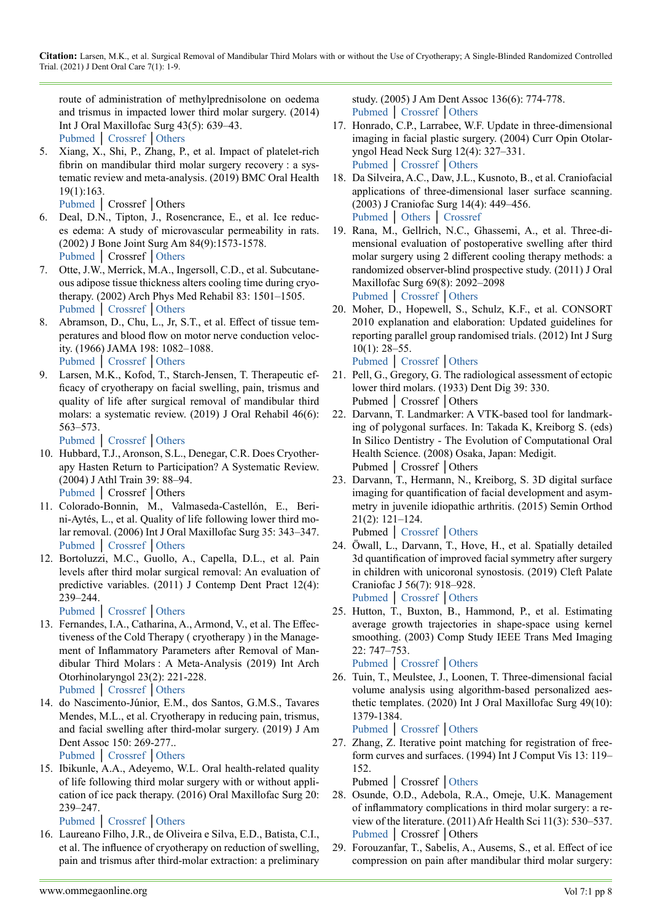route of administration of methylprednisolone on oedema and trismus in impacted lower third molar surgery. (2014) Int J Oral Maxillofac Surg 43(5): 639–43.
Pubmed | Crossref | Others

5. Xiang, X., Shi, P., Zhang, P., et al. Impact of platelet-rich fibrin on mandibular third molar surgery recovery : a systematic review and meta-analysis. (2019) BMC Oral Health 19(1):163.
Pubmed | Crossref | Others

6. Deal, D.N., Tipton, J., Rosencrance, E., et al. Ice reduces edema: A study of microvascular permeability in rats. (2002) J Bone Joint Surg Am 84(9):1573-1578.
Pubmed | Crossref | Others

7. Otte, J.W., Merrick, M.A., Ingersoll, C.D., et al. Subcutaneous adipose tissue thickness alters cooling time during cryotherapy. (2002) Arch Phys Med Rehabil 83: 1501–1505.
Pubmed | Crossref | Others

8. Abramson, D., Chu, L., Jr, S.T., et al. Effect of tissue temperatures and blood flow on motor nerve conduction velocity. (1966) JAMA 198: 1082–1088.
Pubmed | Crossref | Others

9. Larsen, M.K., Kofod, T., Starch-Jensen, T. Therapeutic efficacy of cryotherapy on facial swelling, pain, trismus and quality of life after surgical removal of mandibular third molars: a systematic review. (2019) J Oral Rehabil 46(6): 563–573.
Pubmed | Crossref | Others

10. Hubbard, T.J., Aronson, S.L., Denegar, C.R. Does Cryotherapy Hasten Return to Participation? A Systematic Review. (2004) J Athl Train 39: 88–94.
Pubmed | Crossref | Others

11. Colorado-Bonnin, M., Valmaseda-Castellón, E., Berini-Aytés, L., et al. Quality of life following lower third molar removal. (2006) Int J Oral Maxillofac Surg 35: 343–347.
Pubmed | Crossref | Others

12. Bortoluzzi, M.C., Guollo, A., Capella, D.L., et al. Pain levels after third molar surgical removal: An evaluation of predictive variables. (2011) J Contemp Dent Pract 12(4): 239–244.
Pubmed | Crossref | Others

13. Fernandes, I.A., Catharina, A., Armond, V., et al. The Effectiveness of the Cold Therapy ( cryotherapy ) in the Management of Inflammatory Parameters after Removal of Mandibular Third Molars : A Meta-Analysis (2019) Int Arch Otorhinolaryngol 23(2): 221-228.
Pubmed | Crossref | Others

14. do Nascimento-Júnior, E.M., dos Santos, G.M.S., Tavares Mendes, M.L., et al. Cryotherapy in reducing pain, trismus, and facial swelling after third-molar surgery. (2019) J Am Dent Assoc 150: 269-277..
Pubmed | Crossref | Others

15. Ibikunle, A.A., Adeyemo, W.L. Oral health-related quality of life following third molar surgery with or without application of ice pack therapy. (2016) Oral Maxillofac Surg 20: 239–247.
Pubmed | Crossref | Others

16. Laureano Filho, J.R., de Oliveira e Silva, E.D., Batista, C.I., et al. The influence of cryotherapy on reduction of swelling, pain and trismus after third-molar extraction: a preliminary study. (2005) J Am Dent Assoc 136(6): 774-778.
Pubmed | Crossref | Others

17. Honrado, C.P., Larrabee, W.F. Update in three-dimensional imaging in facial plastic surgery. (2004) Curr Opin Otolaryngol Head Neck Surg 12(4): 327–331.
Pubmed | Crossref | Others

18. Da Silveira, A.C., Daw, J.L., Kusnoto, B., et al. Craniofacial applications of three-dimensional laser surface scanning. (2003) J Craniofac Surg 14(4): 449–456.
Pubmed | Others | Crossref

19. Rana, M., Gellrich, N.C., Ghassemi, A., et al. Three-dimensional evaluation of postoperative swelling after third molar surgery using 2 different cooling therapy methods: a randomized observer-blind prospective study. (2011) J Oral Maxillofac Surg 69(8): 2092–2098
Pubmed | Crossref | Others

20. Moher, D., Hopewell, S., Schulz, K.F., et al. CONSORT 2010 explanation and elaboration: Updated guidelines for reporting parallel group randomised trials. (2012) Int J Surg 10(1): 28–55.
Pubmed | Crossref | Others

21. Pell, G., Gregory, G. The radiological assessment of ectopic lower third molars. (1933) Dent Dig 39: 330.
Pubmed | Crossref | Others

22. Darvann, T. Landmarker: A VTK-based tool for landmarking of polygonal surfaces. In: Takada K, Kreiborg S. (eds) In Silico Dentistry - The Evolution of Computational Oral Health Science. (2008) Osaka, Japan: Medigit.
Pubmed | Crossref | Others

23. Darvann, T., Hermann, N., Kreiborg, S. 3D digital surface imaging for quantification of facial development and asymmetry in juvenile idiopathic arthritis. (2015) Semin Orthod 21(2): 121–124.
Pubmed | Crossref | Others

24. Öwall, L., Darvann, T., Hove, H., et al. Spatially detailed 3d quantification of improved facial symmetry after surgery in children with unicoronal synostosis. (2019) Cleft Palate Craniofac J 56(7): 918–928.
Pubmed | Crossref | Others

25. Hutton, T., Buxton, B., Hammond, P., et al. Estimating average growth trajectories in shape-space using kernel smoothing. (2003) Comp Study IEEE Trans Med Imaging 22: 747–753.
Pubmed | Crossref | Others

26. Tuin, T., Meulstee, J., Loonen, T. Three-dimensional facial volume analysis using algorithm-based personalized aesthetic templates. (2020) Int J Oral Maxillofac Surg 49(10): 1379-1384.
Pubmed | Crossref | Others

27. Zhang, Z. Iterative point matching for registration of free-form curves and surfaces. (1994) Int J Comput Vis 13: 119–152.
Pubmed | Crossref | Others

28. Osunde, O.D., Adebola, R.A., Omeje, U.K. Management of inflammatory complications in third molar surgery: a review of the literature. (2011) Afr Health Sci 11(3): 530–537.
Pubmed | Crossref | Others

29. Forouzanfar, T., Sabelis, A., Ausems, S., et al. Effect of ice compression on pain after mandibular third molar surgery: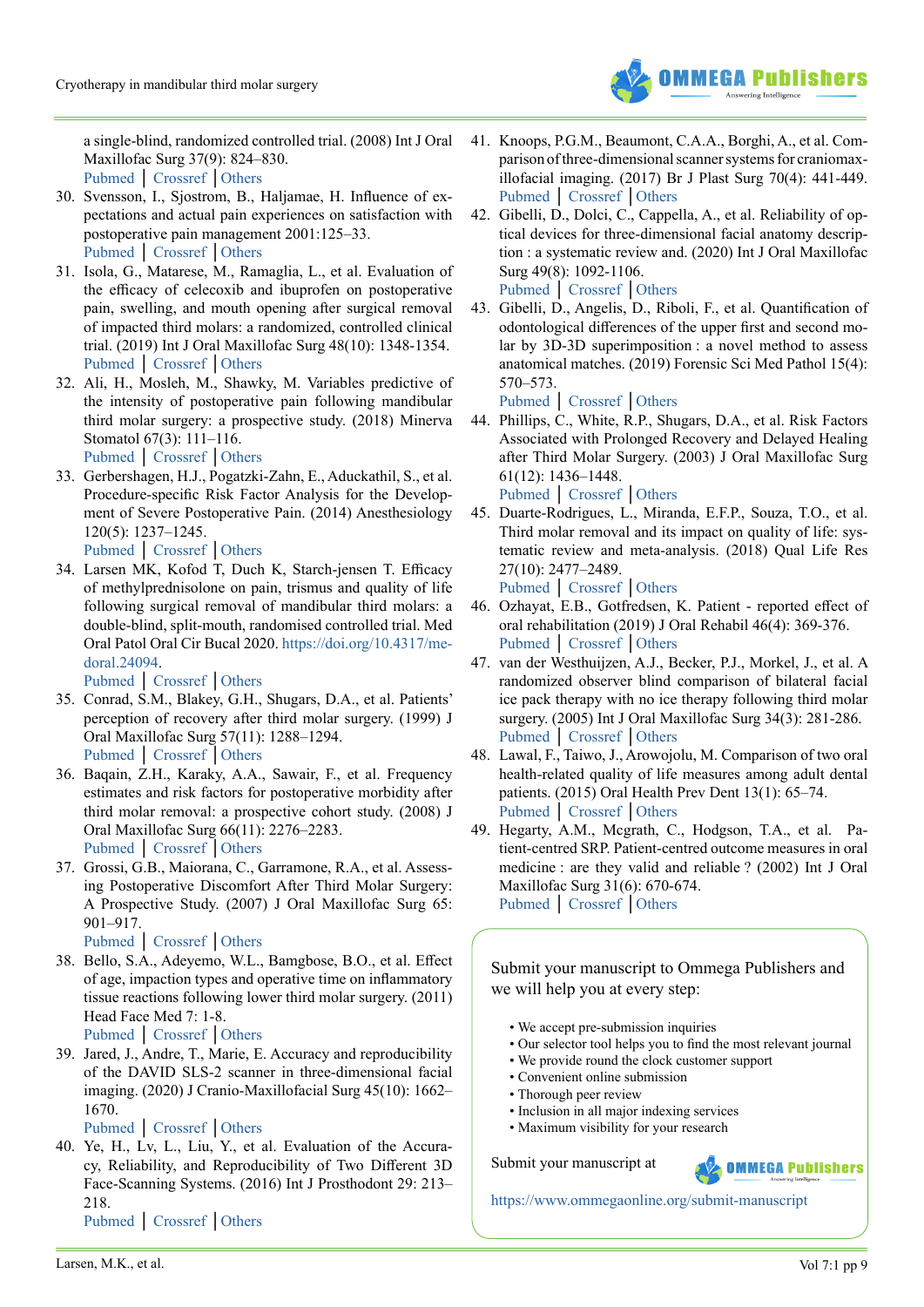a single-blind, randomized controlled trial. (2008) Int J Oral Maxillofac Surg 37(9): 824–830.
Pubmed | Crossref | Others

30. Svensson, I., Sjostrom, B., Haljamae, H. Influence of expectations and actual pain experiences on satisfaction with postoperative pain management 2001:125–33.
Pubmed | Crossref | Others

31. Isola, G., Matarese, M., Ramaglia, L., et al. Evaluation of the efficacy of celecoxib and ibuprofen on postoperative pain, swelling, and mouth opening after surgical removal of impacted third molars: a randomized, controlled clinical trial. (2019) Int J Oral Maxillofac Surg 48(10): 1348-1354.
Pubmed | Crossref | Others

32. Ali, H., Mosleh, M., Shawky, M. Variables predictive of the intensity of postoperative pain following mandibular third molar surgery: a prospective study. (2018) Minerva Stomatol 67(3): 111–116.
Pubmed | Crossref | Others

33. Gerbershagen, H.J., Pogatzki-Zahn, E., Aduckathil, S., et al. Procedure-specific Risk Factor Analysis for the Development of Severe Postoperative Pain. (2014) Anesthesiology 120(5): 1237–1245.
Pubmed | Crossref | Others

34. Larsen MK, Kofod T, Duch K, Starch-jensen T. Efficacy of methylprednisolone on pain, trismus and quality of life following surgical removal of mandibular third molars: a double-blind, split-mouth, randomised controlled trial. Med Oral Patol Oral Cir Bucal 2020. https://doi.org/10.4317/medoral.24094.
Pubmed | Crossref | Others

35. Conrad, S.M., Blakey, G.H., Shugars, D.A., et al. Patients' perception of recovery after third molar surgery. (1999) J Oral Maxillofac Surg 57(11): 1288–1294.
Pubmed | Crossref | Others

36. Baqain, Z.H., Karaky, A.A., Sawair, F., et al. Frequency estimates and risk factors for postoperative morbidity after third molar removal: a prospective cohort study. (2008) J Oral Maxillofac Surg 66(11): 2276–2283.
Pubmed | Crossref | Others

37. Grossi, G.B., Maiorana, C., Garramone, R.A., et al. Assessing Postoperative Discomfort After Third Molar Surgery: A Prospective Study. (2007) J Oral Maxillofac Surg 65: 901–917.
Pubmed | Crossref | Others

38. Bello, S.A., Adeyemo, W.L., Bamgbose, B.O., et al. Effect of age, impaction types and operative time on inflammatory tissue reactions following lower third molar surgery. (2011) Head Face Med 7: 1-8.
Pubmed | Crossref | Others

39. Jared, J., Andre, T., Marie, E. Accuracy and reproducibility of the DAVID SLS-2 scanner in three-dimensional facial imaging. (2020) J Cranio-Maxillofacial Surg 45(10): 1662–1670.
Pubmed | Crossref | Others

40. Ye, H., Lv, L., Liu, Y., et al. Evaluation of the Accuracy, Reliability, and Reproducibility of Two Different 3D Face-Scanning Systems. (2016) Int J Prosthodont 29: 213–218.
Pubmed | Crossref | Others

41. Knoops, P.G.M., Beaumont, C.A.A., Borghi, A., et al. Comparison of three-dimensional scanner systems for craniomaxillofacial imaging. (2017) Br J Plast Surg 70(4): 441-449.
Pubmed | Crossref | Others

42. Gibelli, D., Dolci, C., Cappella, A., et al. Reliability of optical devices for three-dimensional facial anatomy description : a systematic review and. (2020) Int J Oral Maxillofac Surg 49(8): 1092-1106.
Pubmed | Crossref | Others

43. Gibelli, D., Angelis, D., Riboli, F., et al. Quantification of odontological differences of the upper first and second molar by 3D-3D superimposition : a novel method to assess anatomical matches. (2019) Forensic Sci Med Pathol 15(4): 570–573.
Pubmed | Crossref | Others

44. Phillips, C., White, R.P., Shugars, D.A., et al. Risk Factors Associated with Prolonged Recovery and Delayed Healing after Third Molar Surgery. (2003) J Oral Maxillofac Surg 61(12): 1436–1448.
Pubmed | Crossref | Others

45. Duarte-Rodrigues, L., Miranda, E.F.P., Souza, T.O., et al. Third molar removal and its impact on quality of life: systematic review and meta-analysis. (2018) Qual Life Res 27(10): 2477–2489.
Pubmed | Crossref | Others

46. Ozhayat, E.B., Gotfredsen, K. Patient - reported effect of oral rehabilitation (2019) J Oral Rehabil 46(4): 369-376.
Pubmed | Crossref | Others

47. van der Westhuijzen, A.J., Becker, P.J., Morkel, J., et al. A randomized observer blind comparison of bilateral facial ice pack therapy with no ice therapy following third molar surgery. (2005) Int J Oral Maxillofac Surg 34(3): 281-286.
Pubmed | Crossref | Others

48. Lawal, F., Taiwo, J., Arowojolu, M. Comparison of two oral health-related quality of life measures among adult dental patients. (2015) Oral Health Prev Dent 13(1): 65–74.
Pubmed | Crossref | Others

49. Hegarty, A.M., Mcgrath, C., Hodgson, T.A., et al. Patient-centred SRP. Patient-centred outcome measures in oral medicine : are they valid and reliable ? (2002) Int J Oral Maxillofac Surg 31(6): 670-674.
Pubmed | Crossref | Others

Submit your manuscript to Ommega Publishers and we will help you at every step:

- We accept pre-submission inquiries
- Our selector tool helps you to find the most relevant journal
- We provide round the clock customer support
- Convenient online submission
- Thorough peer review
- Inclusion in all major indexing services
- Maximum visibility for your research

Submit your manuscript at

https://www.ommegaonline.org/submit-manuscript